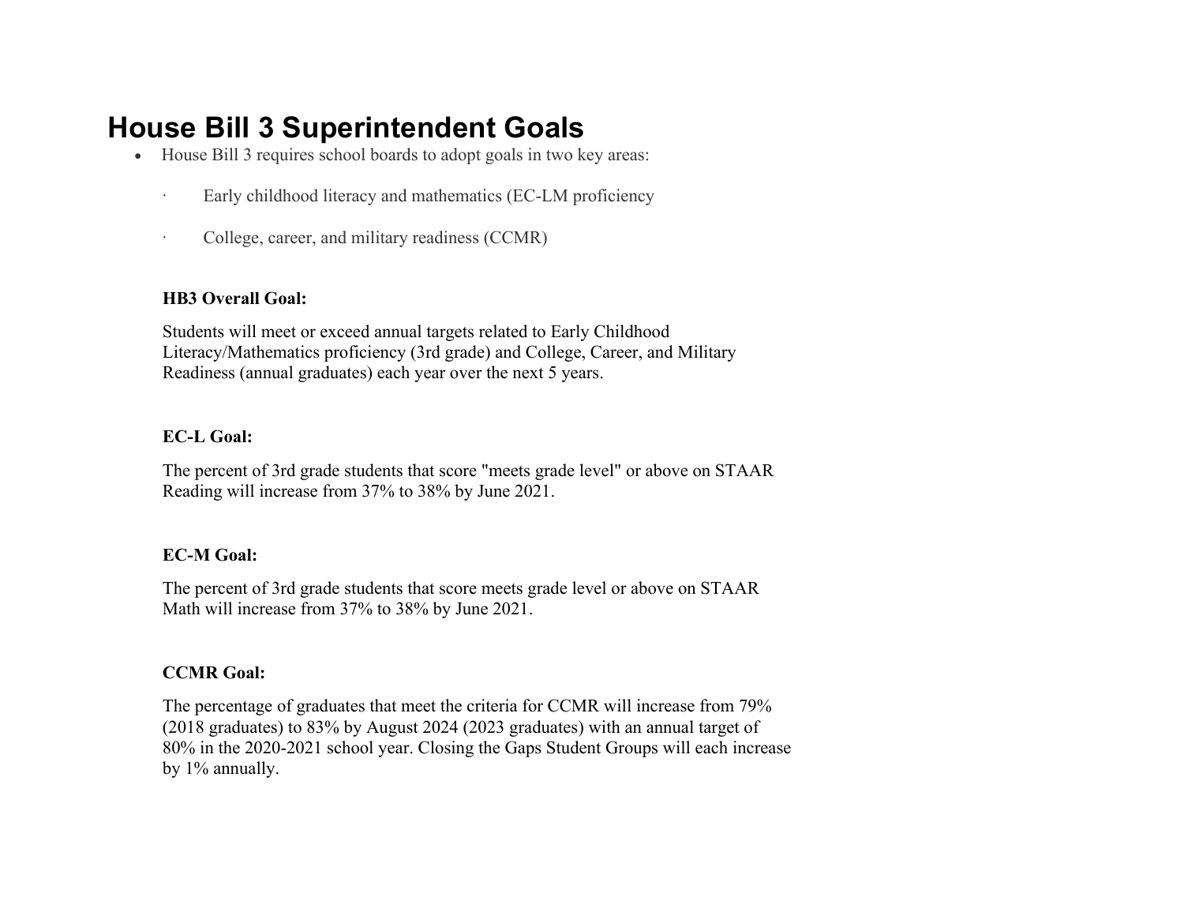# House Bill 3 Superintendent Goals

- House Bill 3 requires school boards to adopt goals in two key areas:
  - Early childhood literacy and mathematics (EC-LM proficiency
  - College, career, and military readiness (CCMR)

**HB3 Overall Goal:**

Students will meet or exceed annual targets related to Early Childhood Literacy/Mathematics proficiency (3rd grade) and College, Career, and Military Readiness (annual graduates) each year over the next 5 years.

**EC-L Goal:**

The percent of 3rd grade students that score "meets grade level" or above on STAAR Reading will increase from 37% to 38% by June 2021.

**EC-M Goal:**

The percent of 3rd grade students that score meets grade level or above on STAAR Math will increase from 37% to 38% by June 2021.

**CCMR Goal:**

The percentage of graduates that meet the criteria for CCMR will increase from 79% (2018 graduates) to 83% by August 2024 (2023 graduates) with an annual target of 80% in the 2020-2021 school year. Closing the Gaps Student Groups will each increase by 1% annually.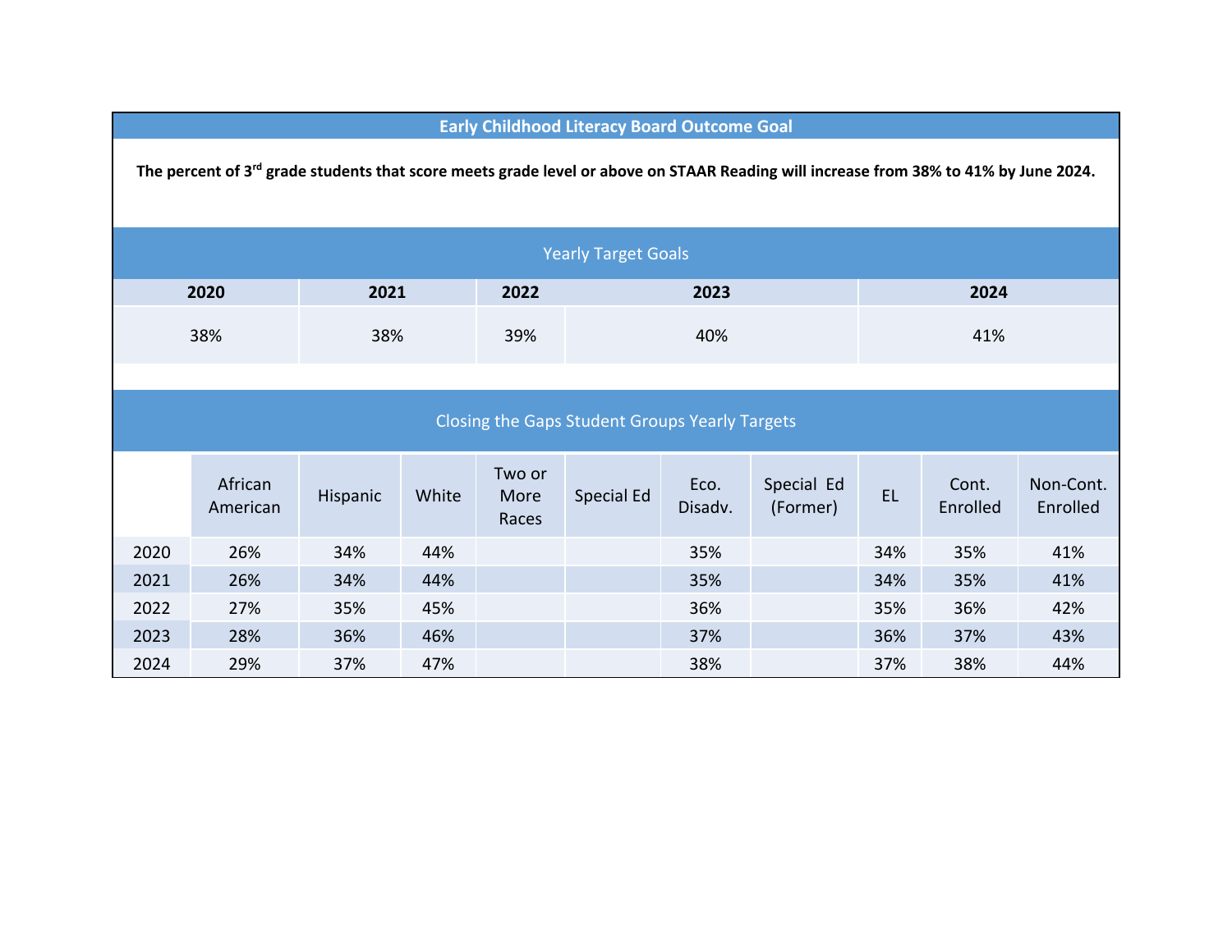## Early Childhood Literacy Board Outcome Goal

**The percent of 3rd grade students that score meets grade level or above on STAAR Reading will increase from 38% to 41% by June 2024.**

### Yearly Target Goals

| 2020 | 2021 | 2022 | 2023 | 2024 |
|---|---|---|---|---|
| 38% | 38% | 39% | 40% | 41% |

### Closing the Gaps Student Groups Yearly Targets

| | African American | Hispanic | White | Two or More Races | Special Ed | Eco. Disadv. | Special Ed (Former) | EL | Cont. Enrolled | Non-Cont. Enrolled |
|---|---|---|---|---|---|---|---|---|---|---|
| 2020 | 26% | 34% | 44% | | | 35% | | 34% | 35% | 41% |
| 2021 | 26% | 34% | 44% | | | 35% | | 34% | 35% | 41% |
| 2022 | 27% | 35% | 45% | | | 36% | | 35% | 36% | 42% |
| 2023 | 28% | 36% | 46% | | | 37% | | 36% | 37% | 43% |
| 2024 | 29% | 37% | 47% | | | 38% | | 37% | 38% | 44% |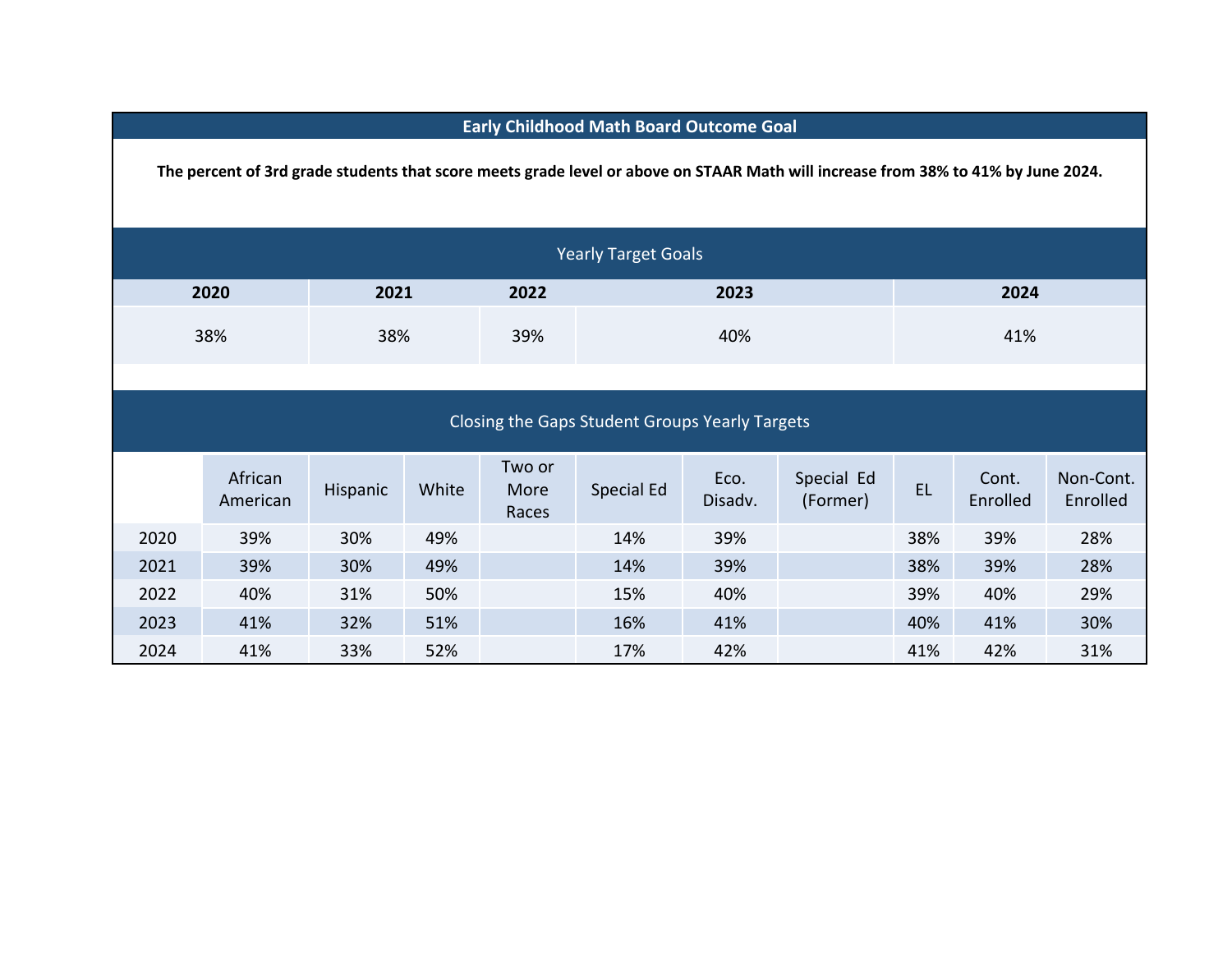## Early Childhood Math Board Outcome Goal

**The percent of 3rd grade students that score meets grade level or above on STAAR Math will increase from 38% to 41% by June 2024.**

### Yearly Target Goals

| 2020 | 2021 | 2022 | 2023 | 2024 |
|---|---|---|---|---|
| 38% | 38% | 39% | 40% | 41% |

### Closing the Gaps Student Groups Yearly Targets

| | African American | Hispanic | White | Two or More Races | Special Ed | Eco. Disadv. | Special Ed (Former) | EL | Cont. Enrolled | Non-Cont. Enrolled |
|---|---|---|---|---|---|---|---|---|---|---|
| 2020 | 39% | 30% | 49% | | 14% | 39% | | 38% | 39% | 28% |
| 2021 | 39% | 30% | 49% | | 14% | 39% | | 38% | 39% | 28% |
| 2022 | 40% | 31% | 50% | | 15% | 40% | | 39% | 40% | 29% |
| 2023 | 41% | 32% | 51% | | 16% | 41% | | 40% | 41% | 30% |
| 2024 | 41% | 33% | 52% | | 17% | 42% | | 41% | 42% | 31% |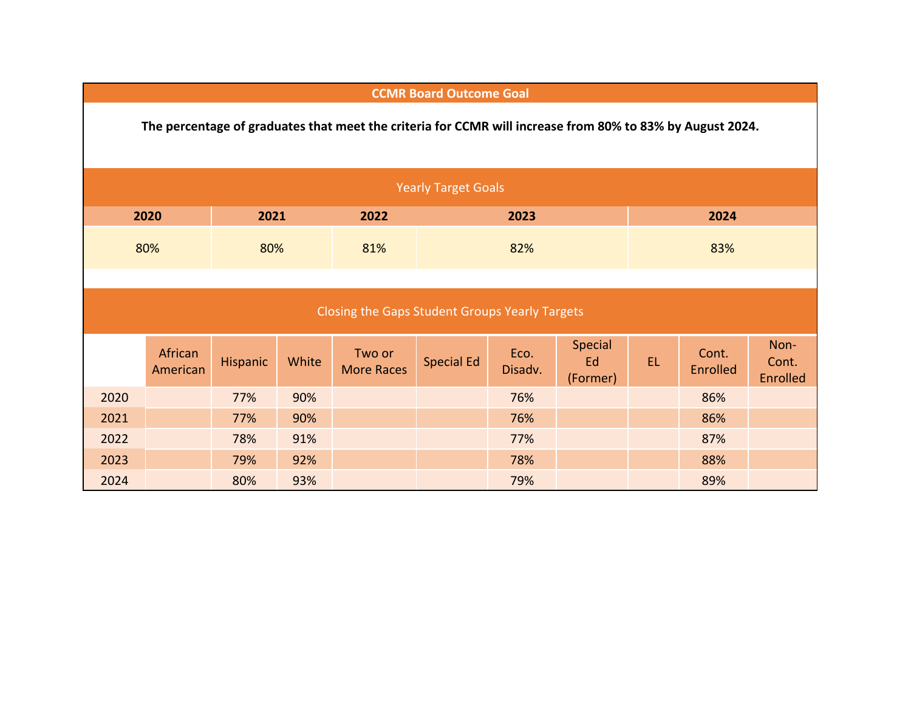## CCMR Board Outcome Goal

**The percentage of graduates that meet the criteria for CCMR will increase from 80% to 83% by August 2024.**

### Yearly Target Goals

| 2020 | 2021 | 2022 | 2023 | 2024 |
|---|---|---|---|---|
| 80% | 80% | 81% | 82% | 83% |

### Closing the Gaps Student Groups Yearly Targets

| | African American | Hispanic | White | Two or More Races | Special Ed | Eco. Disadv. | Special Ed (Former) | EL | Cont. Enrolled | Non-Cont. Enrolled |
|---|---|---|---|---|---|---|---|---|---|---|
| 2020 | | 77% | 90% | | | 76% | | | 86% | |
| 2021 | | 77% | 90% | | | 76% | | | 86% | |
| 2022 | | 78% | 91% | | | 77% | | | 87% | |
| 2023 | | 79% | 92% | | | 78% | | | 88% | |
| 2024 | | 80% | 93% | | | 79% | | | 89% | |